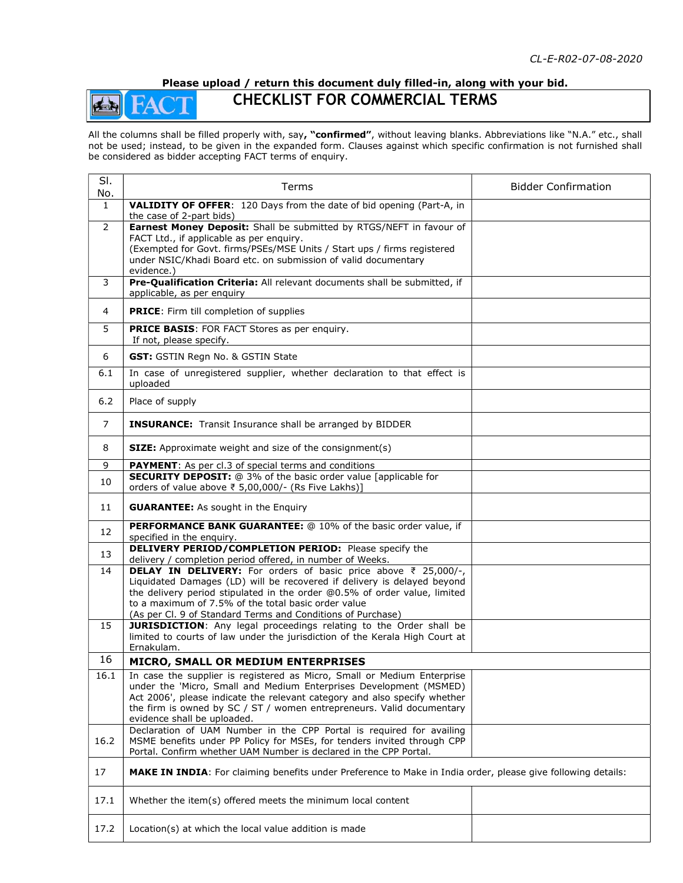CL-E-R02-07-08-2020

**Please upload / return this document duly filled-in, along with your bid.**

# CHECKLIST FOR COMMERCIAL TERMS

All the columns shall be filled properly with, say**, "confirmed"**, without leaving blanks. Abbreviations like "N.A." etc., shall not be used; instead, to be given in the expanded form. Clauses against which specific confirmation is not furnished shall be considered as bidder accepting FACT terms of enquiry.

| Sl. No. | Terms | Bidder Confirmation |
|---|---|---|
| 1 | **VALIDITY OF OFFER**: 120 Days from the date of bid opening (Part-A, in the case of 2-part bids) | |
| 2 | **Earnest Money Deposit:** Shall be submitted by RTGS/NEFT in favour of FACT Ltd., if applicable as per enquiry. (Exempted for Govt. firms/PSEs/MSE Units / Start ups / firms registered under NSIC/Khadi Board etc. on submission of valid documentary evidence.) | |
| 3 | **Pre-Qualification Criteria:** All relevant documents shall be submitted, if applicable, as per enquiry | |
| 4 | **PRICE**: Firm till completion of supplies | |
| 5 | **PRICE BASIS**: FOR FACT Stores as per enquiry. If not, please specify. | |
| 6 | **GST:** GSTIN Regn No. & GSTIN State | |
| 6.1 | In case of unregistered supplier, whether declaration to that effect is uploaded | |
| 6.2 | Place of supply | |
| 7 | **INSURANCE:** Transit Insurance shall be arranged by BIDDER | |
| 8 | **SIZE:** Approximate weight and size of the consignment(s) | |
| 9 | **PAYMENT**: As per cl.3 of special terms and conditions | |
| 10 | **SECURITY DEPOSIT:** @ 3% of the basic order value [applicable for orders of value above ₹ 5,00,000/- (Rs Five Lakhs)] | |
| 11 | **GUARANTEE:** As sought in the Enquiry | |
| 12 | **PERFORMANCE BANK GUARANTEE:** @ 10% of the basic order value, if specified in the enquiry. | |
| 13 | **DELIVERY PERIOD/COMPLETION PERIOD:** Please specify the delivery / completion period offered, in number of Weeks. | |
| 14 | **DELAY IN DELIVERY:** For orders of basic price above ₹ 25,000/-, Liquidated Damages (LD) will be recovered if delivery is delayed beyond the delivery period stipulated in the order @0.5% of order value, limited to a maximum of 7.5% of the total basic order value (As per Cl. 9 of Standard Terms and Conditions of Purchase) | |
| 15 | **JURISDICTION**: Any legal proceedings relating to the Order shall be limited to courts of law under the jurisdiction of the Kerala High Court at Ernakulam. | |
| 16 | **MICRO, SMALL OR MEDIUM ENTERPRISES** | |
| 16.1 | In case the supplier is registered as Micro, Small or Medium Enterprise under the 'Micro, Small and Medium Enterprises Development (MSMED) Act 2006', please indicate the relevant category and also specify whether the firm is owned by SC / ST / women entrepreneurs. Valid documentary evidence shall be uploaded. | |
| 16.2 | Declaration of UAM Number in the CPP Portal is required for availing MSME benefits under PP Policy for MSEs, for tenders invited through CPP Portal. Confirm whether UAM Number is declared in the CPP Portal. | |
| 17 | **MAKE IN INDIA**: For claiming benefits under Preference to Make in India order, please give following details: | |
| 17.1 | Whether the item(s) offered meets the minimum local content | |
| 17.2 | Location(s) at which the local value addition is made | |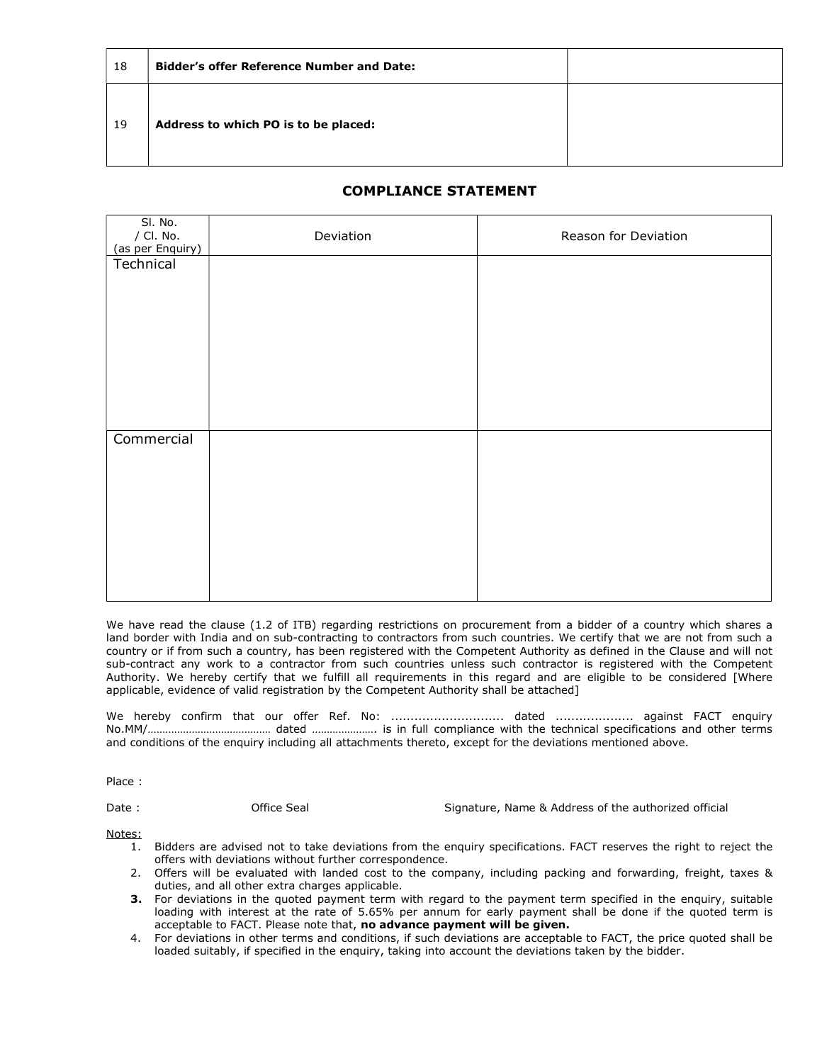| | | |
|---|---|---|
| 18 | **Bidder's offer Reference Number and Date:** | |
| 19 | **Address to which PO is to be placed:** | |

## COMPLIANCE STATEMENT

| Sl. No. / Cl. No. (as per Enquiry) | Deviation | Reason for Deviation |
|---|---|---|
| Technical | | |
| Commercial | | |

We have read the clause (1.2 of ITB) regarding restrictions on procurement from a bidder of a country which shares a land border with India and on sub-contracting to contractors from such countries. We certify that we are not from such a country or if from such a country, has been registered with the Competent Authority as defined in the Clause and will not sub-contract any work to a contractor from such countries unless such contractor is registered with the Competent Authority. We hereby certify that we fulfill all requirements in this regard and are eligible to be considered [Where applicable, evidence of valid registration by the Competent Authority shall be attached]

We hereby confirm that our offer Ref. No: ............................. dated .................... against FACT enquiry No.MM/…………………………………… dated …………………. is in full compliance with the technical specifications and other terms and conditions of the enquiry including all attachments thereto, except for the deviations mentioned above.

Place :

Date : Office Seal Signature, Name & Address of the authorized official

Notes:

1. Bidders are advised not to take deviations from the enquiry specifications. FACT reserves the right to reject the offers with deviations without further correspondence.
2. Offers will be evaluated with landed cost to the company, including packing and forwarding, freight, taxes & duties, and all other extra charges applicable.
3. For deviations in the quoted payment term with regard to the payment term specified in the enquiry, suitable loading with interest at the rate of 5.65% per annum for early payment shall be done if the quoted term is acceptable to FACT. Please note that, **no advance payment will be given.**
4. For deviations in other terms and conditions, if such deviations are acceptable to FACT, the price quoted shall be loaded suitably, if specified in the enquiry, taking into account the deviations taken by the bidder.